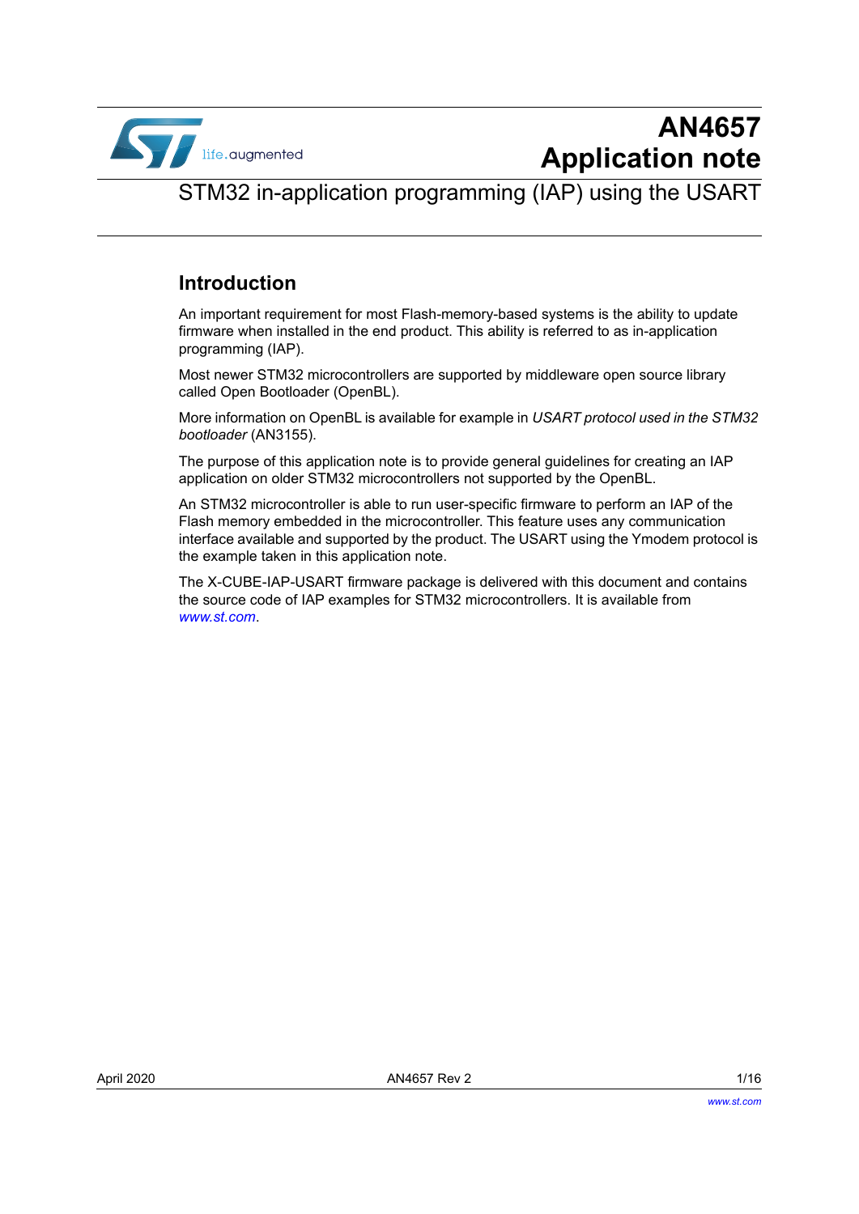# AN4657 Application note

## STM32 in-application programming (IAP) using the USART

## Introduction

An important requirement for most Flash-memory-based systems is the ability to update firmware when installed in the end product. This ability is referred to as in-application programming (IAP).

Most newer STM32 microcontrollers are supported by middleware open source library called Open Bootloader (OpenBL).

More information on OpenBL is available for example in *USART protocol used in the STM32 bootloader* (AN3155).

The purpose of this application note is to provide general guidelines for creating an IAP application on older STM32 microcontrollers not supported by the OpenBL.

An STM32 microcontroller is able to run user-specific firmware to perform an IAP of the Flash memory embedded in the microcontroller. This feature uses any communication interface available and supported by the product. The USART using the Ymodem protocol is the example taken in this application note.

The X-CUBE-IAP-USART firmware package is delivered with this document and contains the source code of IAP examples for STM32 microcontrollers. It is available from *www.st.com*.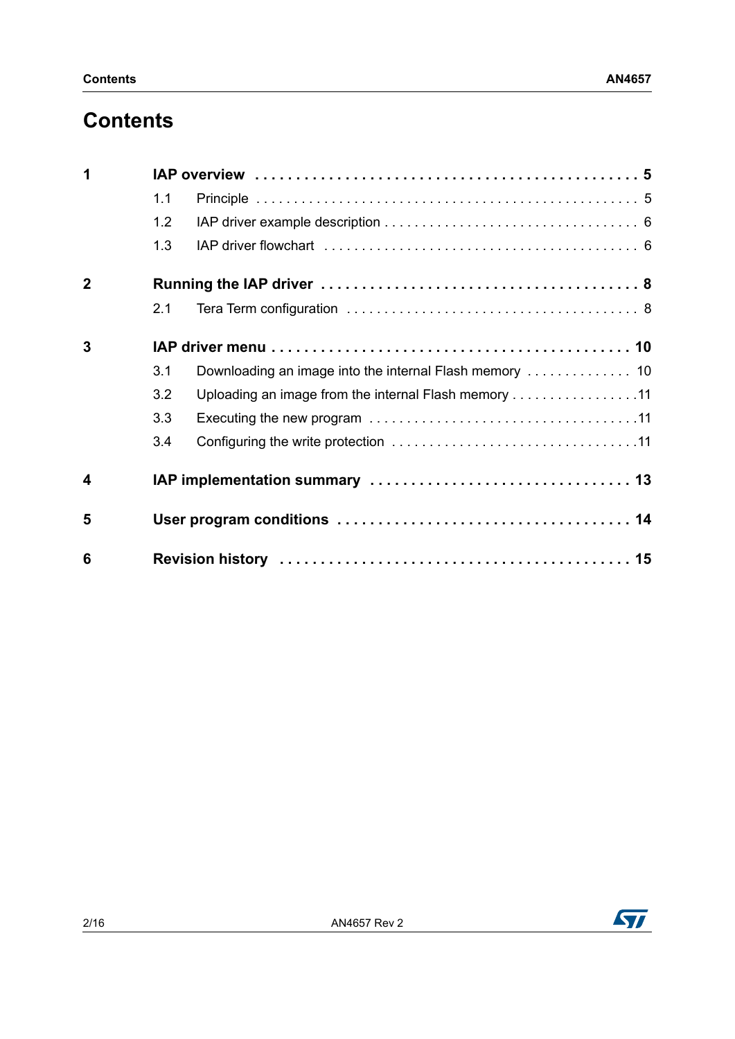# Contents

| | | |
|---|---|---|
| **1** | **IAP overview** | **5** |
| 1.1 | Principle | 5 |
| 1.2 | IAP driver example description | 6 |
| 1.3 | IAP driver flowchart | 6 |
| **2** | **Running the IAP driver** | **8** |
| 2.1 | Tera Term configuration | 8 |
| **3** | **IAP driver menu** | **10** |
| 3.1 | Downloading an image into the internal Flash memory | 10 |
| 3.2 | Uploading an image from the internal Flash memory | 11 |
| 3.3 | Executing the new program | 11 |
| 3.4 | Configuring the write protection | 11 |
| **4** | **IAP implementation summary** | **13** |
| **5** | **User program conditions** | **14** |
| **6** | **Revision history** | **15** |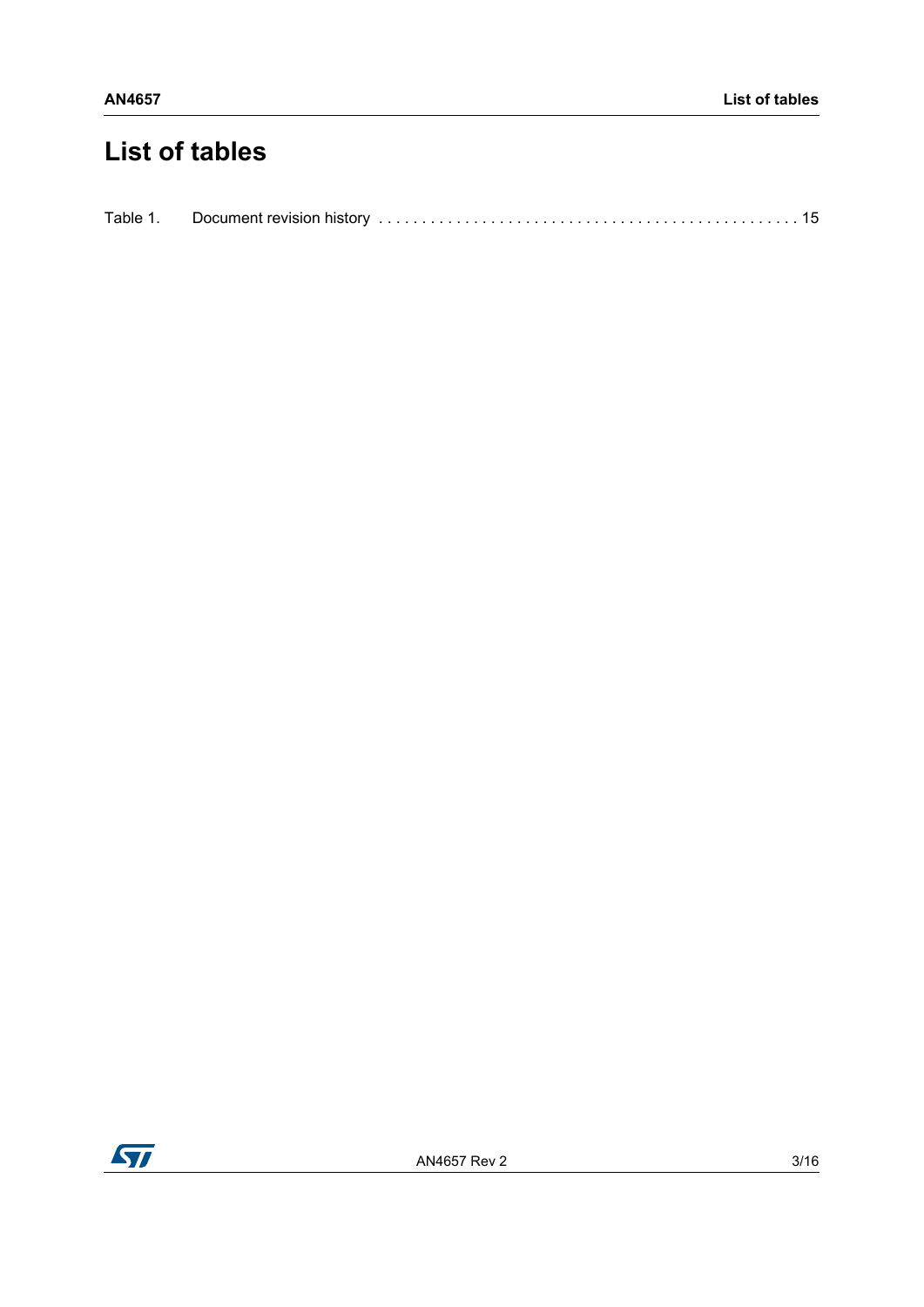# List of tables

Table 1. Document revision history . . . . . . . . . . . . . . . . . . . . . . . . . . . . . . . . . . . . . . . . . . . . . . . 15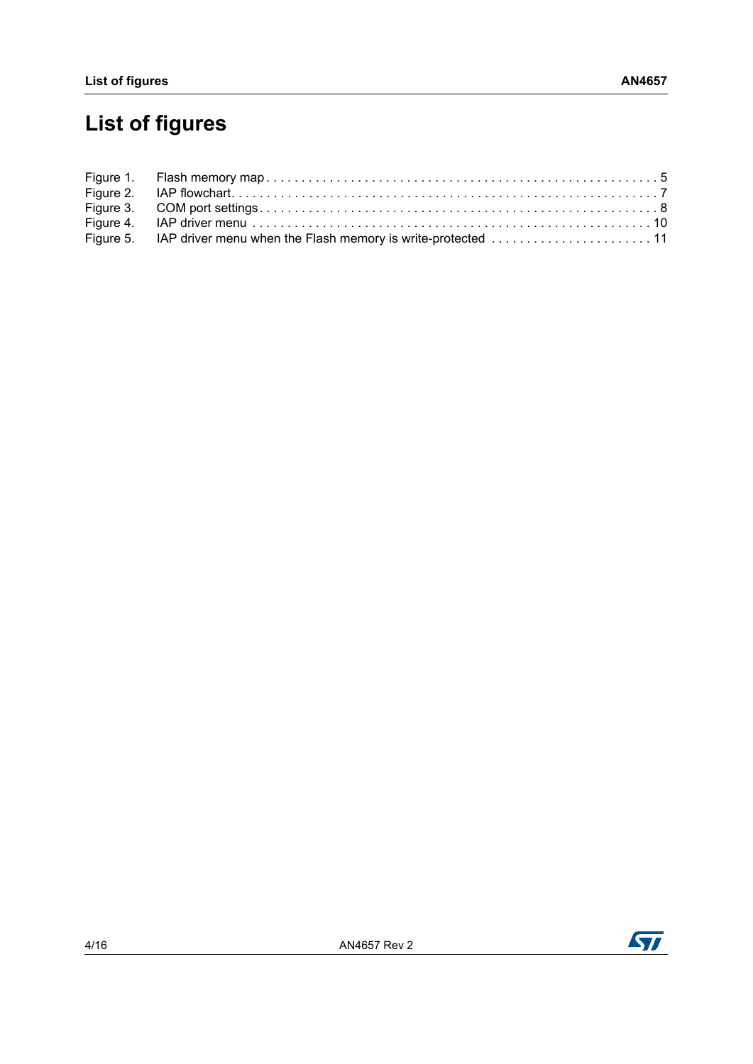# List of figures

Figure 1. Flash memory map . . . . . . . . . . . . . . . . . . . . . . . . . . . . . . . . . . . . . . . . . . . . . . . . . . . . . . 5
Figure 2. IAP flowchart. . . . . . . . . . . . . . . . . . . . . . . . . . . . . . . . . . . . . . . . . . . . . . . . . . . . . . . . . . . 7
Figure 3. COM port settings . . . . . . . . . . . . . . . . . . . . . . . . . . . . . . . . . . . . . . . . . . . . . . . . . . . . . . . 8
Figure 4. IAP driver menu . . . . . . . . . . . . . . . . . . . . . . . . . . . . . . . . . . . . . . . . . . . . . . . . . . . . . . . . 10
Figure 5. IAP driver menu when the Flash memory is write-protected . . . . . . . . . . . . . . . . . . . . . . . 11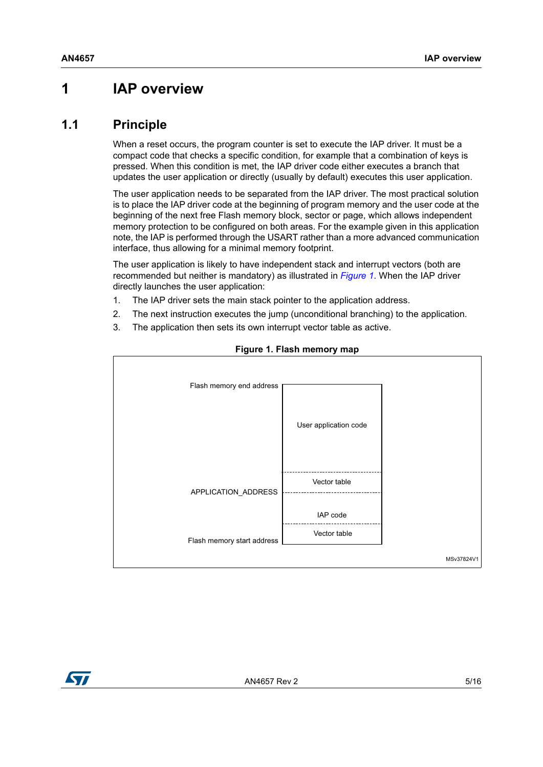# 1 IAP overview

## 1.1 Principle

When a reset occurs, the program counter is set to execute the IAP driver. It must be a compact code that checks a specific condition, for example that a combination of keys is pressed. When this condition is met, the IAP driver code either executes a branch that updates the user application or directly (usually by default) executes this user application.

The user application needs to be separated from the IAP driver. The most practical solution is to place the IAP driver code at the beginning of program memory and the user code at the beginning of the next free Flash memory block, sector or page, which allows independent memory protection to be configured on both areas. For the example given in this application note, the IAP is performed through the USART rather than a more advanced communication interface, thus allowing for a minimal memory footprint.

The user application is likely to have independent stack and interrupt vectors (both are recommended but neither is mandatory) as illustrated in *Figure 1*. When the IAP driver directly launches the user application:

1. The IAP driver sets the main stack pointer to the application address.
2. The next instruction executes the jump (unconditional branching) to the application.
3. The application then sets its own interrupt vector table as active.

**Figure 1. Flash memory map**

| Address | Content |
| --- | --- |
| Flash memory end address | User application code |
| | Vector table |
| APPLICATION_ADDRESS | IAP code |
| Flash memory start address | Vector table |

MSv37824V1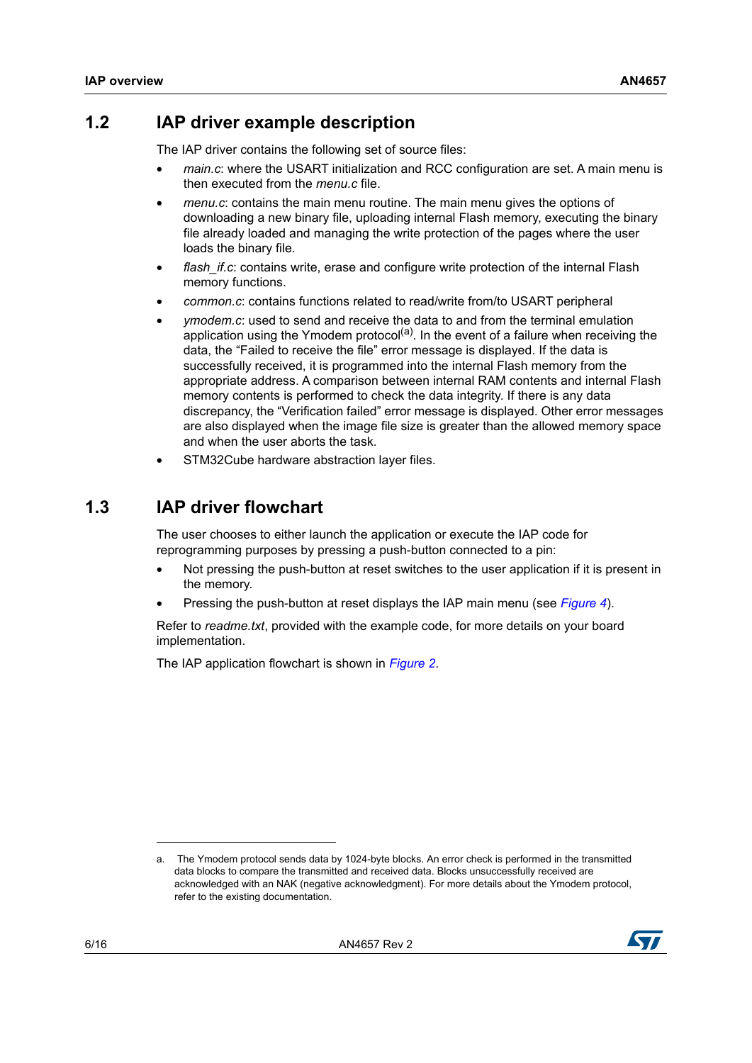## 1.2 IAP driver example description

The IAP driver contains the following set of source files:

- *main.c*: where the USART initialization and RCC configuration are set. A main menu is then executed from the *menu.c* file.
- *menu.c*: contains the main menu routine. The main menu gives the options of downloading a new binary file, uploading internal Flash memory, executing the binary file already loaded and managing the write protection of the pages where the user loads the binary file.
- *flash_if.c*: contains write, erase and configure write protection of the internal Flash memory functions.
- *common.c*: contains functions related to read/write from/to USART peripheral
- *ymodem.c*: used to send and receive the data to and from the terminal emulation application using the Ymodem protocol[a]. In the event of a failure when receiving the data, the “Failed to receive the file” error message is displayed. If the data is successfully received, it is programmed into the internal Flash memory from the appropriate address. A comparison between internal RAM contents and internal Flash memory contents is performed to check the data integrity. If there is any data discrepancy, the “Verification failed” error message is displayed. Other error messages are also displayed when the image file size is greater than the allowed memory space and when the user aborts the task.
- STM32Cube hardware abstraction layer files.

## 1.3 IAP driver flowchart

The user chooses to either launch the application or execute the IAP code for reprogramming purposes by pressing a push-button connected to a pin:

- Not pressing the push-button at reset switches to the user application if it is present in the memory.
- Pressing the push-button at reset displays the IAP main menu (see *Figure 4*).

Refer to *readme.txt*, provided with the example code, for more details on your board implementation.

The IAP application flowchart is shown in *Figure 2*.

---

a. The Ymodem protocol sends data by 1024-byte blocks. An error check is performed in the transmitted data blocks to compare the transmitted and received data. Blocks unsuccessfully received are acknowledged with an NAK (negative acknowledgment). For more details about the Ymodem protocol, refer to the existing documentation.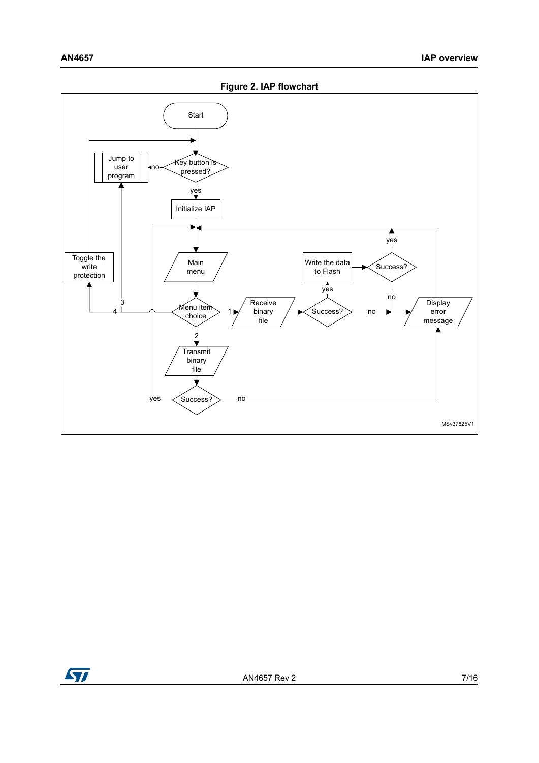Figure 2. IAP flowchart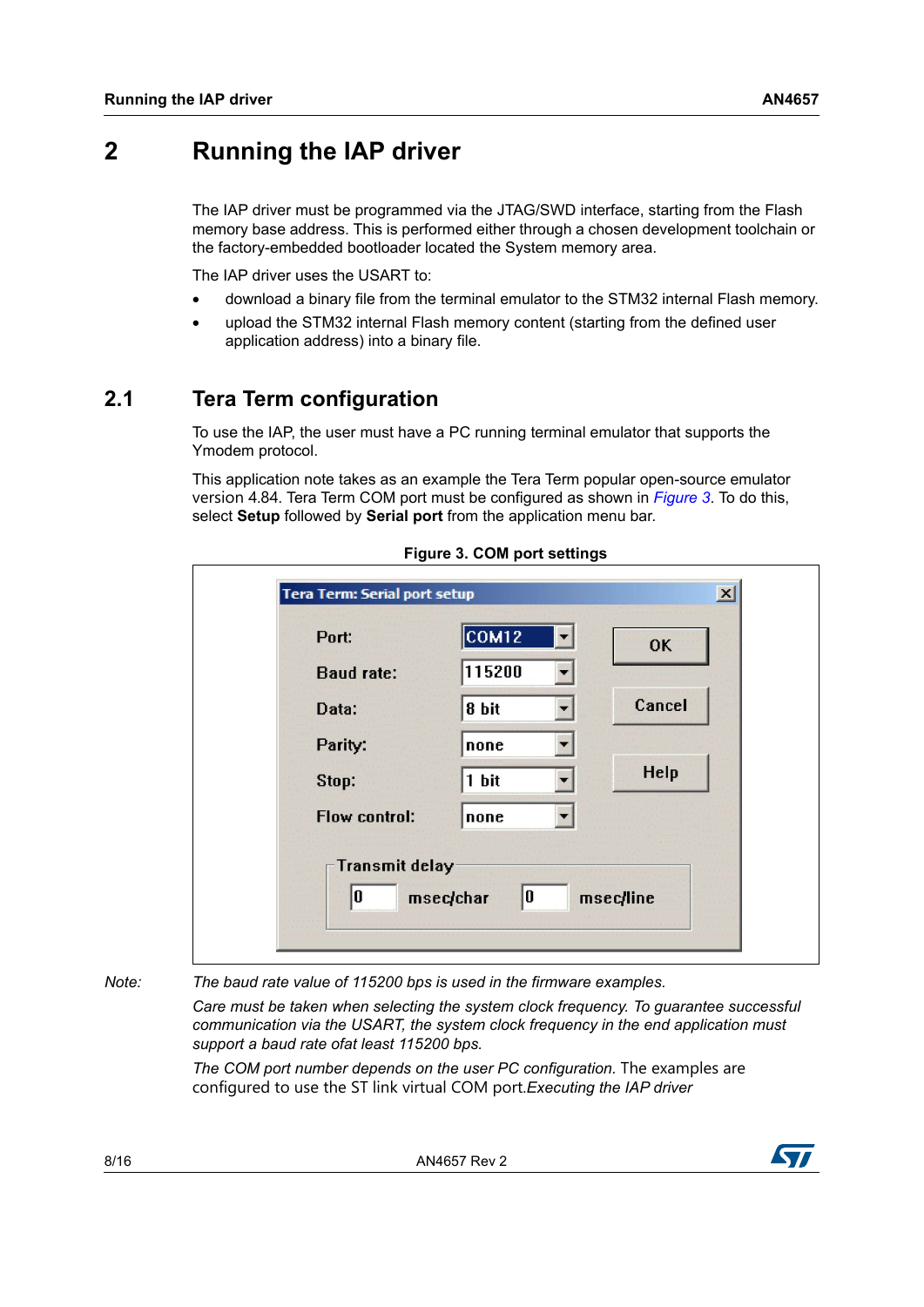# 2 Running the IAP driver

The IAP driver must be programmed via the JTAG/SWD interface, starting from the Flash memory base address. This is performed either through a chosen development toolchain or the factory-embedded bootloader located the System memory area.

The IAP driver uses the USART to:

- download a binary file from the terminal emulator to the STM32 internal Flash memory.
- upload the STM32 internal Flash memory content (starting from the defined user application address) into a binary file.

## 2.1 Tera Term configuration

To use the IAP, the user must have a PC running terminal emulator that supports the Ymodem protocol.

This application note takes as an example the Tera Term popular open-source emulator version 4.84. Tera Term COM port must be configured as shown in *Figure 3*. To do this, select **Setup** followed by **Serial port** from the application menu bar.

**Figure 3. COM port settings**

| Tera Term: Serial port setup | |
|---|---|
| Port: | COM12 |
| Baud rate: | 115200 |
| Data: | 8 bit |
| Parity: | none |
| Stop: | 1 bit |
| Flow control: | none |
| Transmit delay | 0 msec/char, 0 msec/line |

OK | Cancel | Help

*Note: The baud rate value of 115200 bps is used in the firmware examples.*

*Care must be taken when selecting the system clock frequency. To guarantee successful communication via the USART, the system clock frequency in the end application must support a baud rate ofat least 115200 bps.*

*The COM port number depends on the user PC configuration.* The examples are configured to use the ST link virtual COM port.*Executing the IAP driver*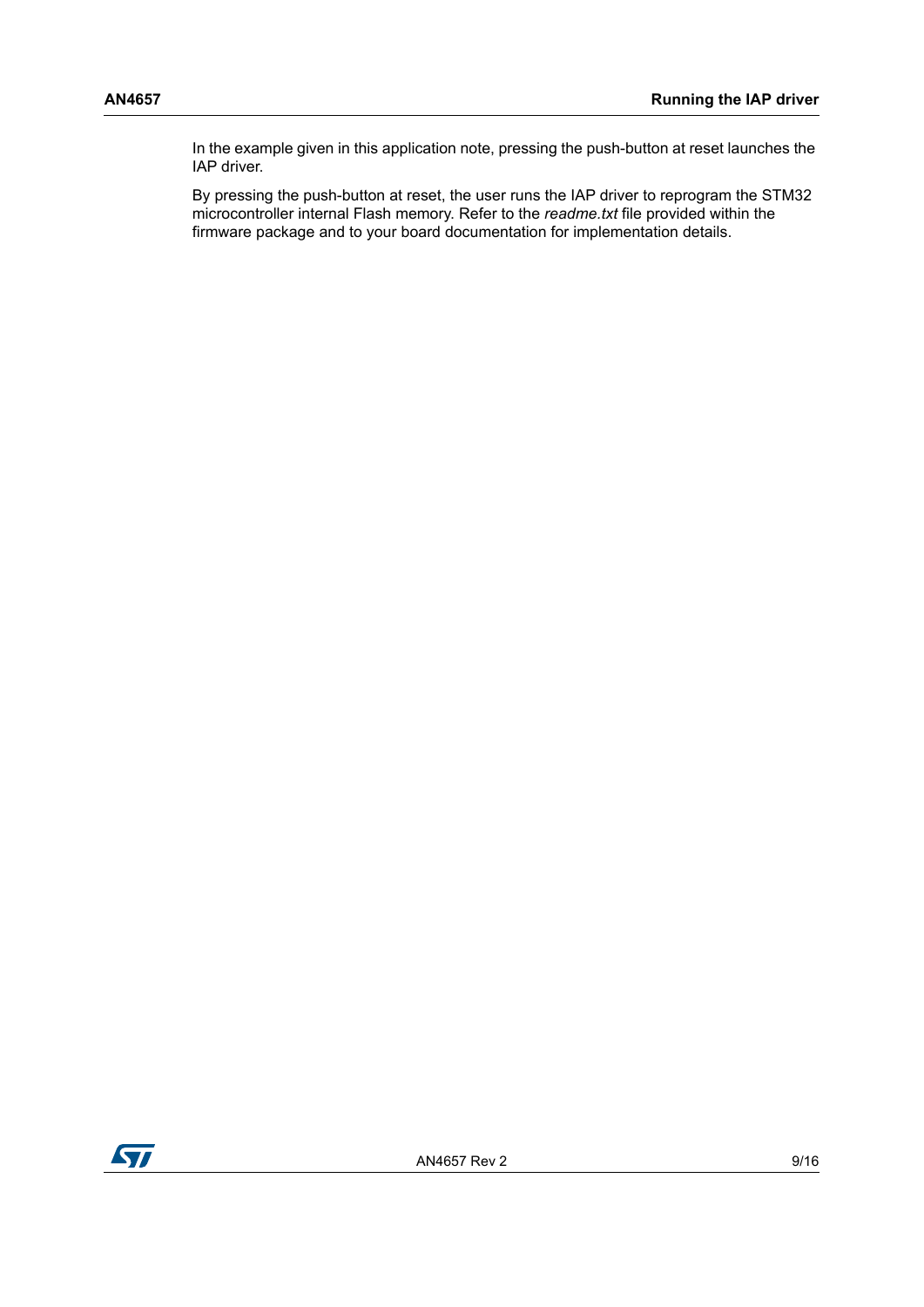In the example given in this application note, pressing the push-button at reset launches the IAP driver.

By pressing the push-button at reset, the user runs the IAP driver to reprogram the STM32 microcontroller internal Flash memory. Refer to the *readme.txt* file provided within the firmware package and to your board documentation for implementation details.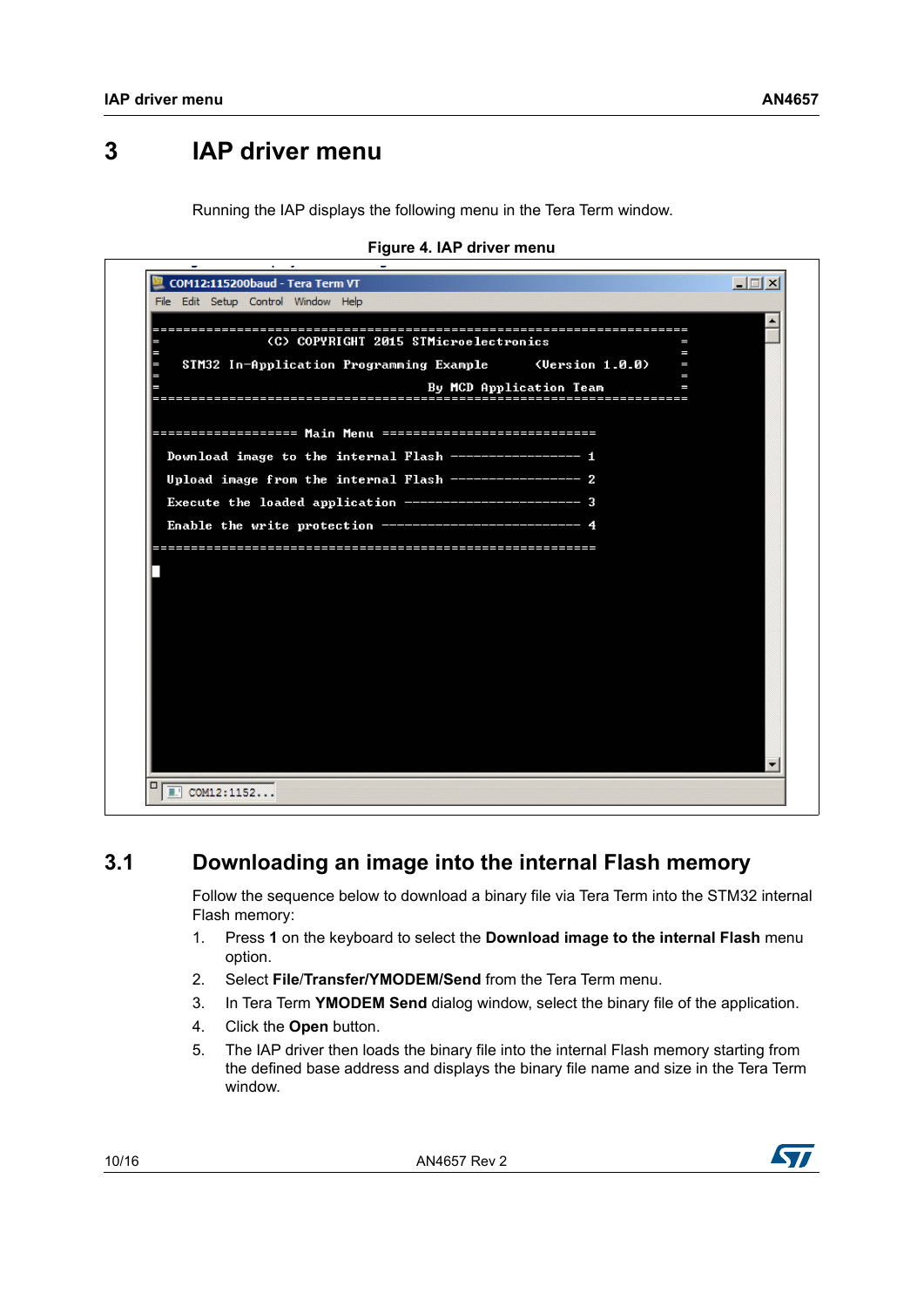# 3 IAP driver menu

Running the IAP displays the following menu in the Tera Term window.

**Figure 4. IAP driver menu**

```
COM12:115200baud - Tera Term VT
File  Edit  Setup  Control  Window  Help

======================================================================
=              (C) COPYRIGHT 2015 STMicroelectronics                 =
=                                                                    =
=    STM32 In-Application Programming Example       (Version 1.0.0)  =
=                                                                    =
=                                  By MCD Application Team           =
======================================================================

=================== Main Menu ============================
  Download image to the internal Flash ----------------- 1
  Upload image from the internal Flash ----------------- 2
  Execute the loaded application ----------------------- 3
  Enable the write protection -------------------------- 4
==========================================================
```

## 3.1 Downloading an image into the internal Flash memory

Follow the sequence below to download a binary file via Tera Term into the STM32 internal Flash memory:

1. Press **1** on the keyboard to select the **Download image to the internal Flash** menu option.
2. Select **File/Transfer/YMODEM/Send** from the Tera Term menu.
3. In Tera Term **YMODEM Send** dialog window, select the binary file of the application.
4. Click the **Open** button.
5. The IAP driver then loads the binary file into the internal Flash memory starting from the defined base address and displays the binary file name and size in the Tera Term window.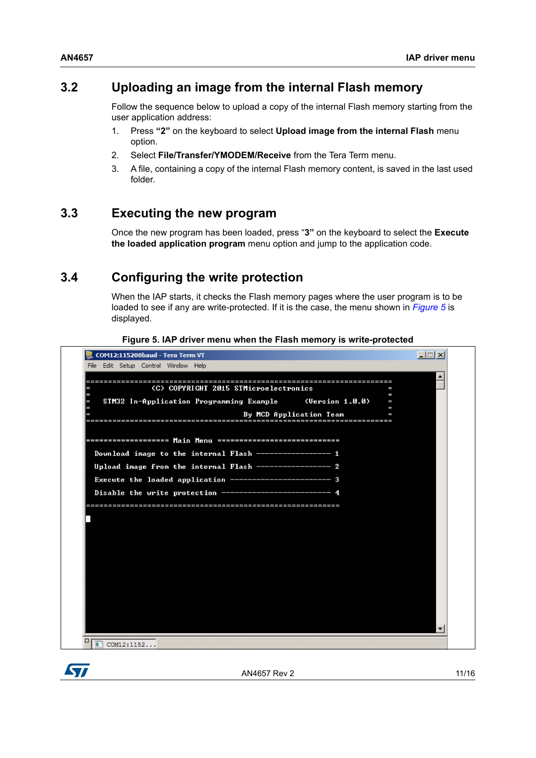## 3.2 Uploading an image from the internal Flash memory

Follow the sequence below to upload a copy of the internal Flash memory starting from the user application address:

1. Press **"2"** on the keyboard to select **Upload image from the internal Flash** menu option.
2. Select **File/Transfer/YMODEM/Receive** from the Tera Term menu.
3. A file, containing a copy of the internal Flash memory content, is saved in the last used folder.

## 3.3 Executing the new program

Once the new program has been loaded, press "**3"** on the keyboard to select the **Execute the loaded application program** menu option and jump to the application code.

## 3.4 Configuring the write protection

When the IAP starts, it checks the Flash memory pages where the user program is to be loaded to see if any are write-protected. If it is the case, the menu shown in *Figure 5* is displayed.

**Figure 5. IAP driver menu when the Flash memory is write-protected**

```
COM12:115200baud - Tera Term VT
File  Edit  Setup  Control  Window  Help

======================================================================
=              (C) COPYRIGHT 2015 STMicroelectronics                 =
=                                                                    =
=   STM32 In-Application Programming Example       (Version 1.0.0)   =
=                                                                    =
=                                 By MCD Application Team            =
======================================================================

================== Main Menu ============================

  Download image to the internal Flash ----------------- 1

  Upload image from the internal Flash ----------------- 2

  Execute the loaded application ----------------------- 3

  Disable the write protection ------------------------- 4

==========================================================

COM12:1152...
```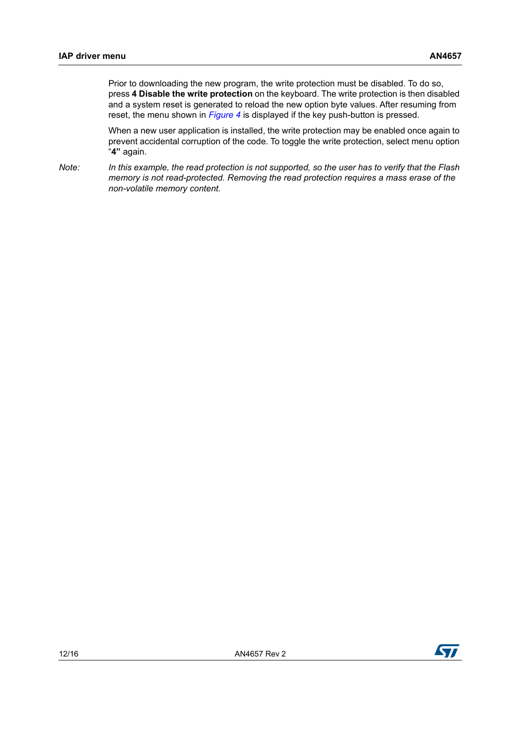Prior to downloading the new program, the write protection must be disabled. To do so, press **4 Disable the write protection** on the keyboard. The write protection is then disabled and a system reset is generated to reload the new option byte values. After resuming from reset, the menu shown in *Figure 4* is displayed if the key push-button is pressed.

When a new user application is installed, the write protection may be enabled once again to prevent accidental corruption of the code. To toggle the write protection, select menu option "**4"** again.

*Note: In this example, the read protection is not supported, so the user has to verify that the Flash memory is not read-protected. Removing the read protection requires a mass erase of the non-volatile memory content.*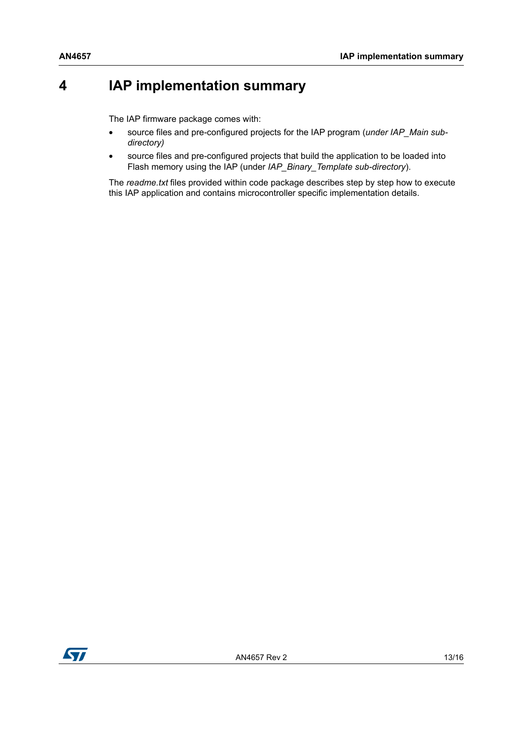# 4 IAP implementation summary

The IAP firmware package comes with:

- source files and pre-configured projects for the IAP program (*under IAP_Main sub-directory)*
- source files and pre-configured projects that build the application to be loaded into Flash memory using the IAP (under *IAP_Binary_Template sub-directory*).

The *readme.txt* files provided within code package describes step by step how to execute this IAP application and contains microcontroller specific implementation details.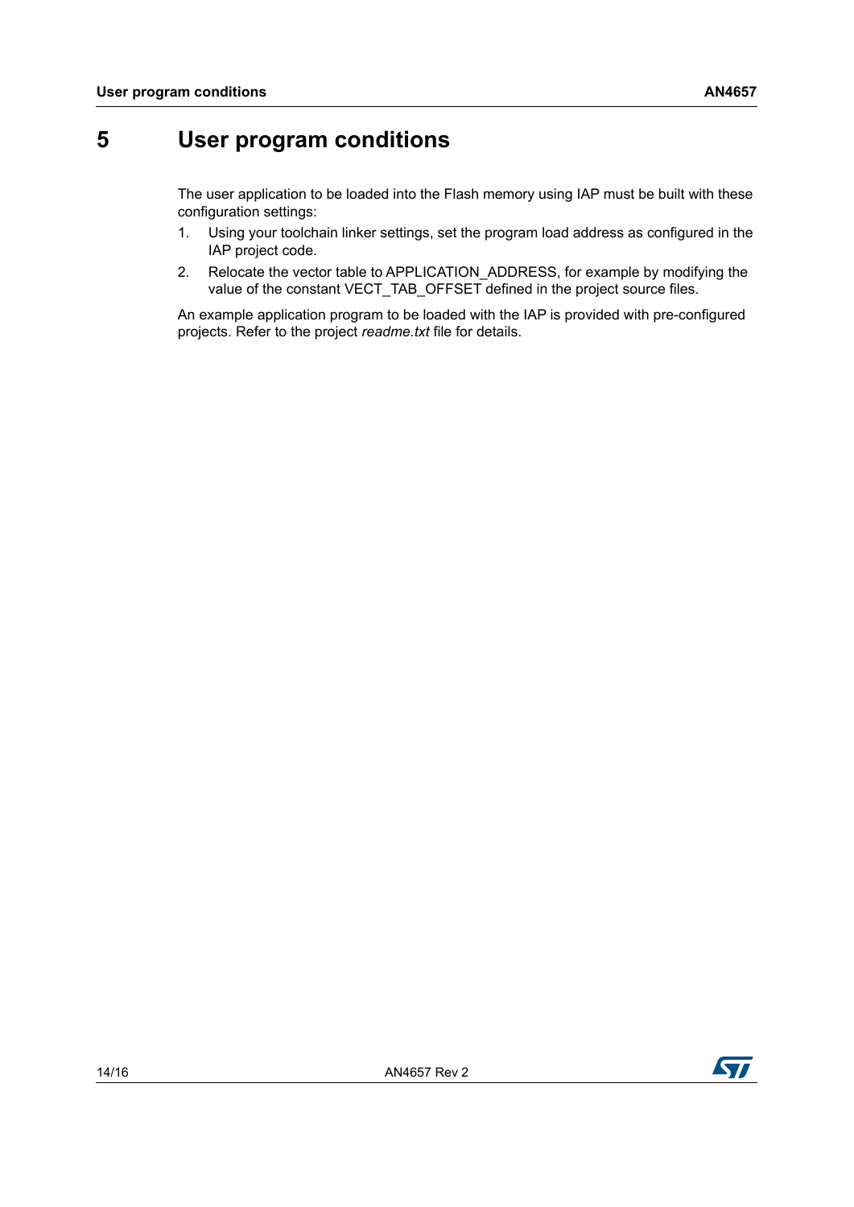# 5 User program conditions

The user application to be loaded into the Flash memory using IAP must be built with these configuration settings:

1. Using your toolchain linker settings, set the program load address as configured in the IAP project code.
2. Relocate the vector table to APPLICATION_ADDRESS, for example by modifying the value of the constant VECT_TAB_OFFSET defined in the project source files.

An example application program to be loaded with the IAP is provided with pre-configured projects. Refer to the project *readme.txt* file for details.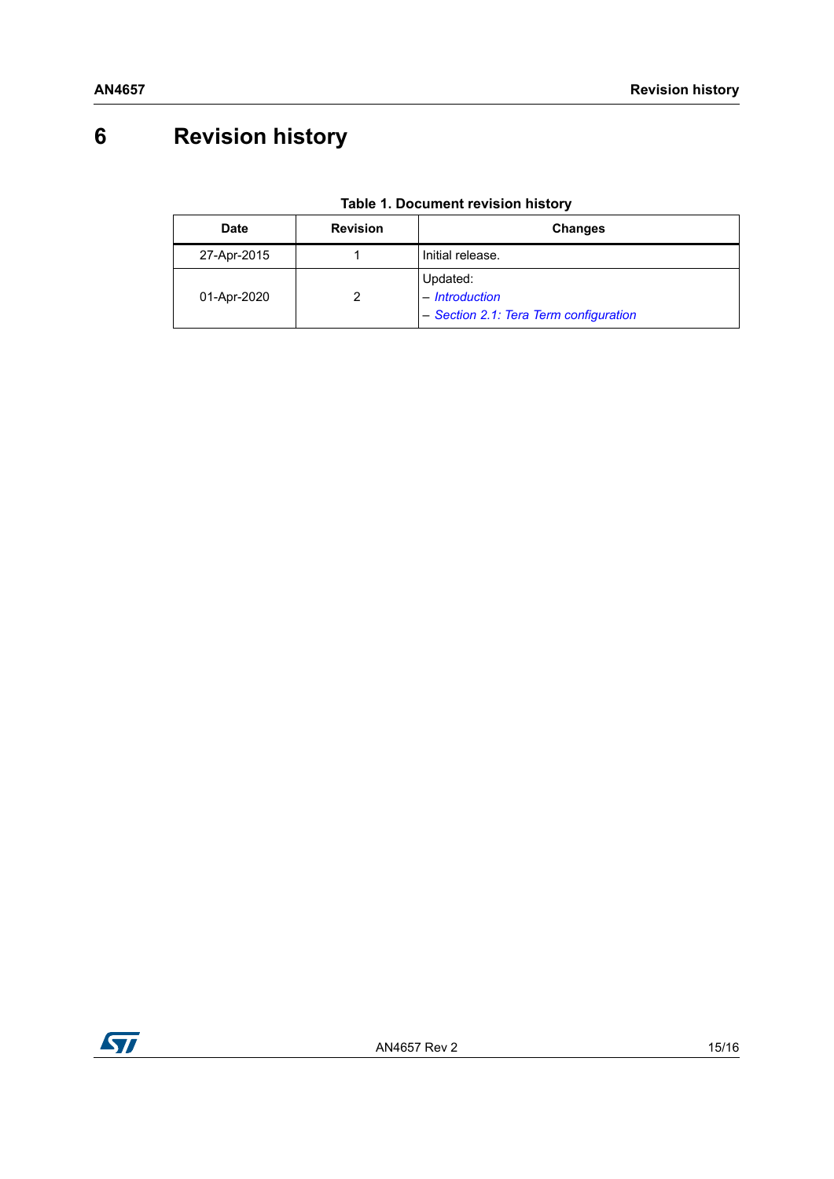# 6 Revision history

**Table 1. Document revision history**

| Date | Revision | Changes |
|---|---|---|
| 27-Apr-2015 | 1 | Initial release. |
| 01-Apr-2020 | 2 | Updated:<br>– *Introduction*<br>– *Section 2.1: Tera Term configuration* |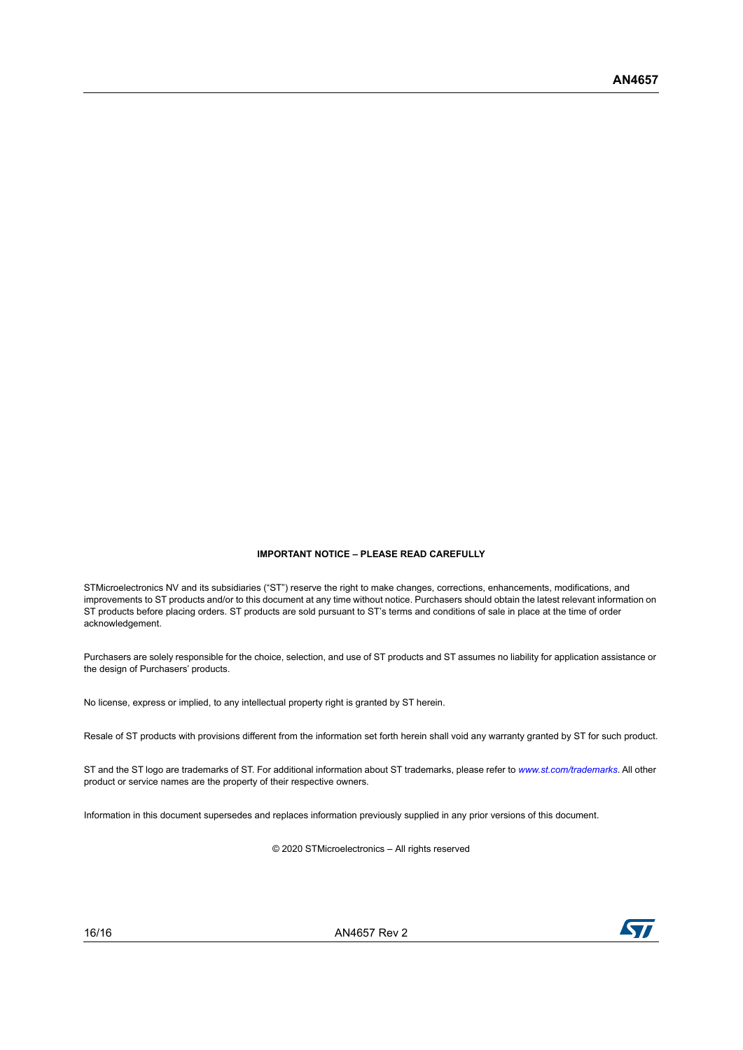**IMPORTANT NOTICE – PLEASE READ CAREFULLY**

STMicroelectronics NV and its subsidiaries ("ST") reserve the right to make changes, corrections, enhancements, modifications, and improvements to ST products and/or to this document at any time without notice. Purchasers should obtain the latest relevant information on ST products before placing orders. ST products are sold pursuant to ST's terms and conditions of sale in place at the time of order acknowledgement.

Purchasers are solely responsible for the choice, selection, and use of ST products and ST assumes no liability for application assistance or the design of Purchasers' products.

No license, express or implied, to any intellectual property right is granted by ST herein.

Resale of ST products with provisions different from the information set forth herein shall void any warranty granted by ST for such product.

ST and the ST logo are trademarks of ST. For additional information about ST trademarks, please refer to *www.st.com/trademarks*. All other product or service names are the property of their respective owners.

Information in this document supersedes and replaces information previously supplied in any prior versions of this document.

© 2020 STMicroelectronics – All rights reserved